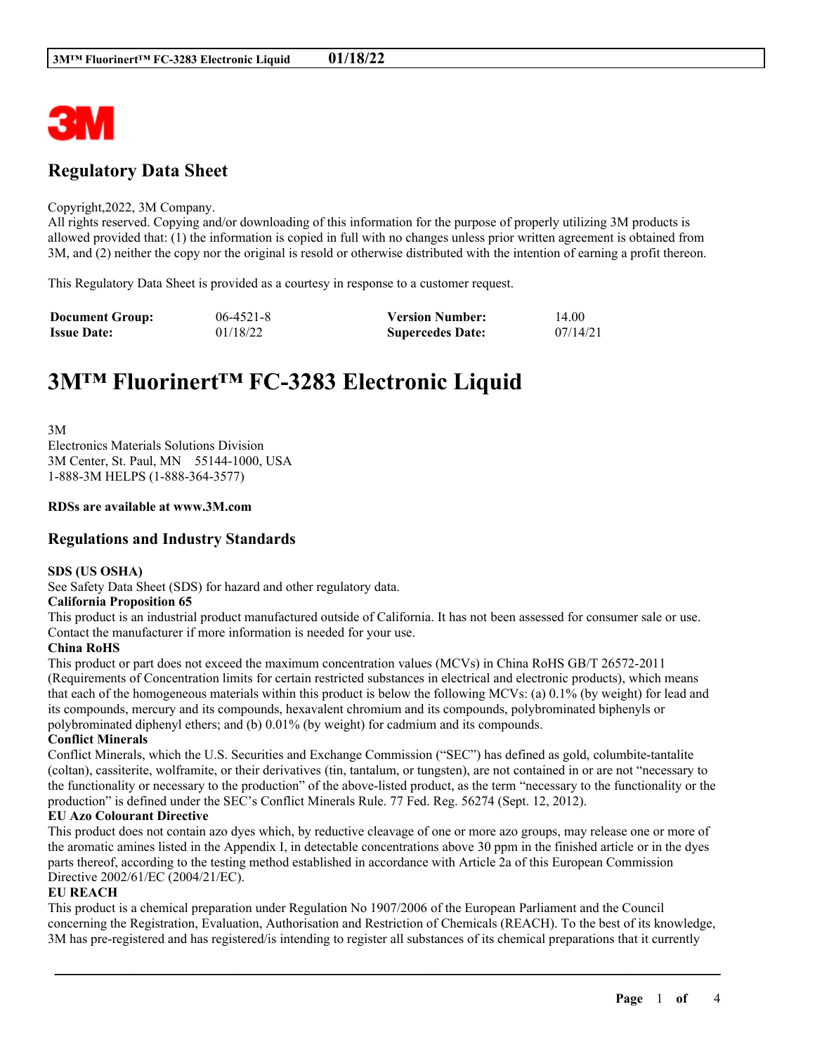# Regulatory Data Sheet

Copyright,2022, 3M Company.
All rights reserved. Copying and/or downloading of this information for the purpose of properly utilizing 3M products is allowed provided that: (1) the information is copied in full with no changes unless prior written agreement is obtained from 3M, and (2) neither the copy nor the original is resold or otherwise distributed with the intention of earning a profit thereon.

This Regulatory Data Sheet is provided as a courtesy in response to a customer request.

| **Document Group:** | 06-4521-8 | **Version Number:** | 14.00 |
|---|---|---|---|
| **Issue Date:** | 01/18/22 | **Supercedes Date:** | 07/14/21 |

# 3M™ Fluorinert™ FC-3283 Electronic Liquid

3M
Electronics Materials Solutions Division
3M Center, St. Paul, MN 55144-1000, USA
1-888-3M HELPS (1-888-364-3577)

**RDSs are available at www.3M.com**

## Regulations and Industry Standards

**SDS (US OSHA)**
See Safety Data Sheet (SDS) for hazard and other regulatory data.

**California Proposition 65**
This product is an industrial product manufactured outside of California. It has not been assessed for consumer sale or use. Contact the manufacturer if more information is needed for your use.

**China RoHS**
This product or part does not exceed the maximum concentration values (MCVs) in China RoHS GB/T 26572-2011 (Requirements of Concentration limits for certain restricted substances in electrical and electronic products), which means that each of the homogeneous materials within this product is below the following MCVs: (a) 0.1% (by weight) for lead and its compounds, mercury and its compounds, hexavalent chromium and its compounds, polybrominated biphenyls or polybrominated diphenyl ethers; and (b) 0.01% (by weight) for cadmium and its compounds.

**Conflict Minerals**
Conflict Minerals, which the U.S. Securities and Exchange Commission ("SEC") has defined as gold, columbite-tantalite (coltan), cassiterite, wolframite, or their derivatives (tin, tantalum, or tungsten), are not contained in or are not "necessary to the functionality or necessary to the production" of the above-listed product, as the term "necessary to the functionality or the production" is defined under the SEC's Conflict Minerals Rule. 77 Fed. Reg. 56274 (Sept. 12, 2012).

**EU Azo Colourant Directive**
This product does not contain azo dyes which, by reductive cleavage of one or more azo groups, may release one or more of the aromatic amines listed in the Appendix I, in detectable concentrations above 30 ppm in the finished article or in the dyes parts thereof, according to the testing method established in accordance with Article 2a of this European Commission Directive 2002/61/EC (2004/21/EC).

**EU REACH**
This product is a chemical preparation under Regulation No 1907/2006 of the European Parliament and the Council concerning the Registration, Evaluation, Authorisation and Restriction of Chemicals (REACH). To the best of its knowledge, 3M has pre-registered and has registered/is intending to register all substances of its chemical preparations that it currently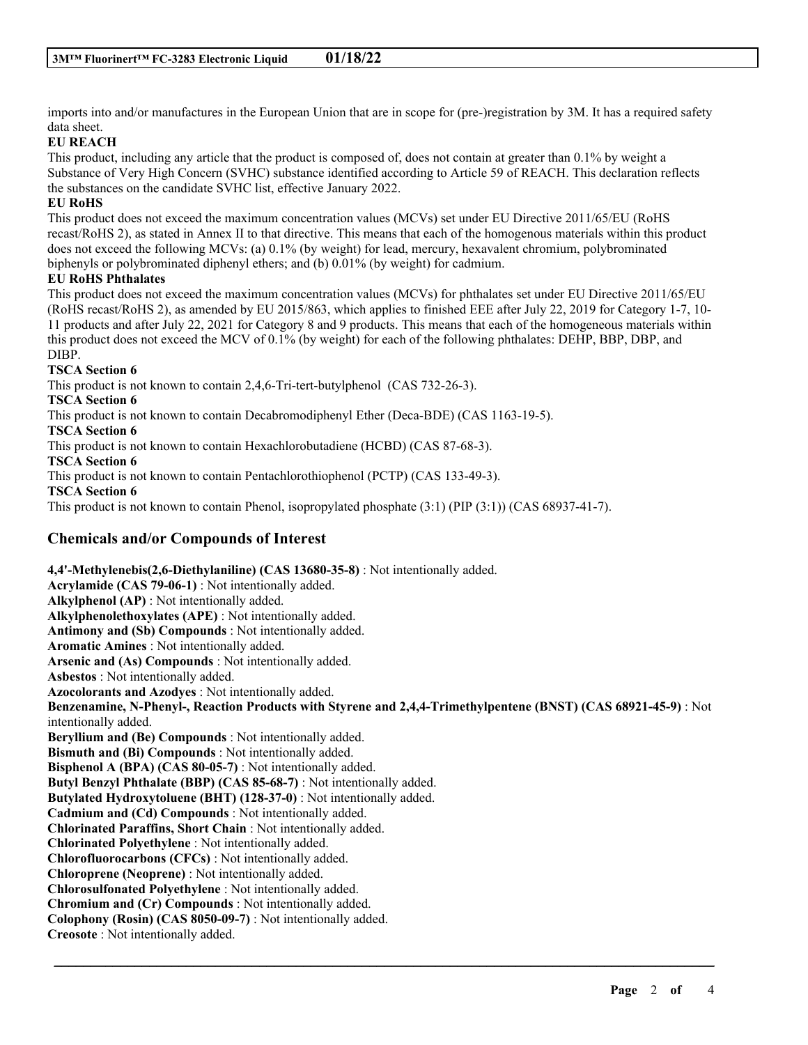imports into and/or manufactures in the European Union that are in scope for (pre-)registration by 3M. It has a required safety data sheet.

**EU REACH**

This product, including any article that the product is composed of, does not contain at greater than 0.1% by weight a Substance of Very High Concern (SVHC) substance identified according to Article 59 of REACH. This declaration reflects the substances on the candidate SVHC list, effective January 2022.

**EU RoHS**

This product does not exceed the maximum concentration values (MCVs) set under EU Directive 2011/65/EU (RoHS recast/RoHS 2), as stated in Annex II to that directive. This means that each of the homogenous materials within this product does not exceed the following MCVs: (a) 0.1% (by weight) for lead, mercury, hexavalent chromium, polybrominated biphenyls or polybrominated diphenyl ethers; and (b) 0.01% (by weight) for cadmium.

**EU RoHS Phthalates**

This product does not exceed the maximum concentration values (MCVs) for phthalates set under EU Directive 2011/65/EU (RoHS recast/RoHS 2), as amended by EU 2015/863, which applies to finished EEE after July 22, 2019 for Category 1-7, 10-11 products and after July 22, 2021 for Category 8 and 9 products. This means that each of the homogeneous materials within this product does not exceed the MCV of 0.1% (by weight) for each of the following phthalates: DEHP, BBP, DBP, and DIBP.

**TSCA Section 6**

This product is not known to contain 2,4,6-Tri-tert-butylphenol (CAS 732-26-3).

**TSCA Section 6**

This product is not known to contain Decabromodiphenyl Ether (Deca-BDE) (CAS 1163-19-5).

**TSCA Section 6**

This product is not known to contain Hexachlorobutadiene (HCBD) (CAS 87-68-3).

**TSCA Section 6**

This product is not known to contain Pentachlorothiophenol (PCTP) (CAS 133-49-3).

**TSCA Section 6**

This product is not known to contain Phenol, isopropylated phosphate (3:1) (PIP (3:1)) (CAS 68937-41-7).

## Chemicals and/or Compounds of Interest

**4,4'-Methylenebis(2,6-Diethylaniline) (CAS 13680-35-8)** : Not intentionally added.
**Acrylamide (CAS 79-06-1)** : Not intentionally added.
**Alkylphenol (AP)** : Not intentionally added.
**Alkylphenolethoxylates (APE)** : Not intentionally added.
**Antimony and (Sb) Compounds** : Not intentionally added.
**Aromatic Amines** : Not intentionally added.
**Arsenic and (As) Compounds** : Not intentionally added.
**Asbestos** : Not intentionally added.
**Azocolorants and Azodyes** : Not intentionally added.
**Benzenamine, N-Phenyl-, Reaction Products with Styrene and 2,4,4-Trimethylpentene (BNST) (CAS 68921-45-9)** : Not intentionally added.
**Beryllium and (Be) Compounds** : Not intentionally added.
**Bismuth and (Bi) Compounds** : Not intentionally added.
**Bisphenol A (BPA) (CAS 80-05-7)** : Not intentionally added.
**Butyl Benzyl Phthalate (BBP) (CAS 85-68-7)** : Not intentionally added.
**Butylated Hydroxytoluene (BHT) (128-37-0)** : Not intentionally added.
**Cadmium and (Cd) Compounds** : Not intentionally added.
**Chlorinated Paraffins, Short Chain** : Not intentionally added.
**Chlorinated Polyethylene** : Not intentionally added.
**Chlorofluorocarbons (CFCs)** : Not intentionally added.
**Chloroprene (Neoprene)** : Not intentionally added.
**Chlorosulfonated Polyethylene** : Not intentionally added.
**Chromium and (Cr) Compounds** : Not intentionally added.
**Colophony (Rosin) (CAS 8050-09-7)** : Not intentionally added.
**Creosote** : Not intentionally added.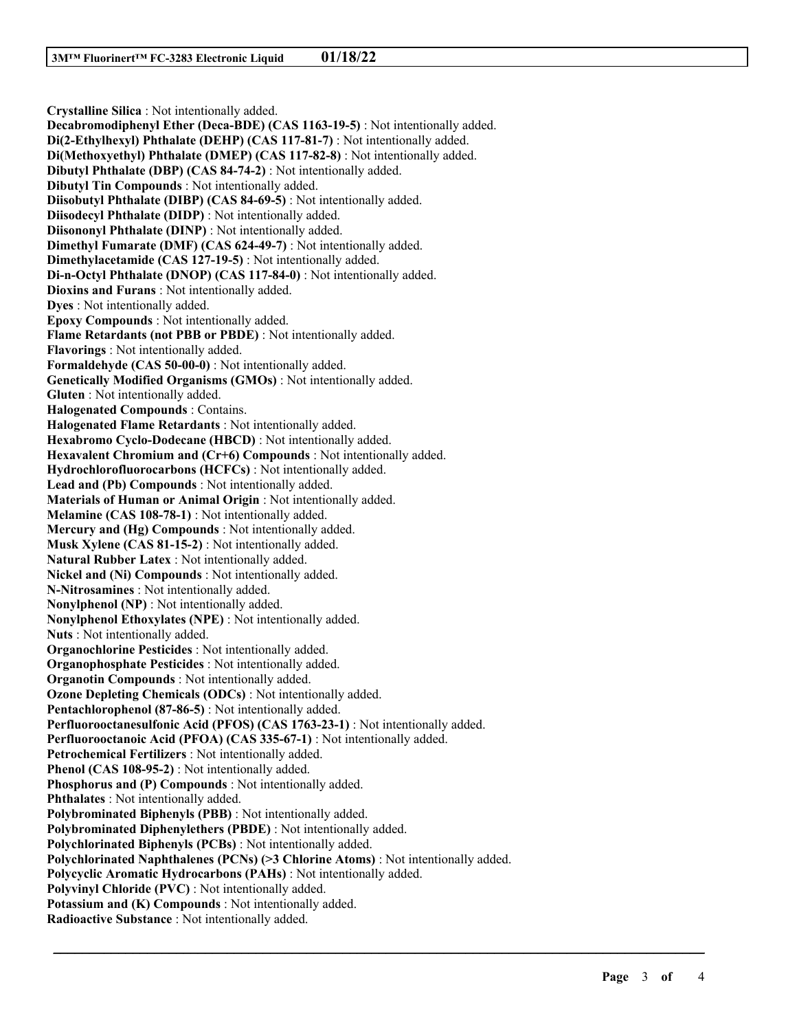**Crystalline Silica** : Not intentionally added.
**Decabromodiphenyl Ether (Deca-BDE) (CAS 1163-19-5)** : Not intentionally added.
**Di(2-Ethylhexyl) Phthalate (DEHP) (CAS 117-81-7)** : Not intentionally added.
**Di(Methoxyethyl) Phthalate (DMEP) (CAS 117-82-8)** : Not intentionally added.
**Dibutyl Phthalate (DBP) (CAS 84-74-2)** : Not intentionally added.
**Dibutyl Tin Compounds** : Not intentionally added.
**Diisobutyl Phthalate (DIBP) (CAS 84-69-5)** : Not intentionally added.
**Diisodecyl Phthalate (DIDP)** : Not intentionally added.
**Diisononyl Phthalate (DINP)** : Not intentionally added.
**Dimethyl Fumarate (DMF) (CAS 624-49-7)** : Not intentionally added.
**Dimethylacetamide (CAS 127-19-5)** : Not intentionally added.
**Di-n-Octyl Phthalate (DNOP) (CAS 117-84-0)** : Not intentionally added.
**Dioxins and Furans** : Not intentionally added.
**Dyes** : Not intentionally added.
**Epoxy Compounds** : Not intentionally added.
**Flame Retardants (not PBB or PBDE)** : Not intentionally added.
**Flavorings** : Not intentionally added.
**Formaldehyde (CAS 50-00-0)** : Not intentionally added.
**Genetically Modified Organisms (GMOs)** : Not intentionally added.
**Gluten** : Not intentionally added.
**Halogenated Compounds** : Contains.
**Halogenated Flame Retardants** : Not intentionally added.
**Hexabromo Cyclo-Dodecane (HBCD)** : Not intentionally added.
**Hexavalent Chromium and (Cr+6) Compounds** : Not intentionally added.
**Hydrochlorofluorocarbons (HCFCs)** : Not intentionally added.
**Lead and (Pb) Compounds** : Not intentionally added.
**Materials of Human or Animal Origin** : Not intentionally added.
**Melamine (CAS 108-78-1)** : Not intentionally added.
**Mercury and (Hg) Compounds** : Not intentionally added.
**Musk Xylene (CAS 81-15-2)** : Not intentionally added.
**Natural Rubber Latex** : Not intentionally added.
**Nickel and (Ni) Compounds** : Not intentionally added.
**N-Nitrosamines** : Not intentionally added.
**Nonylphenol (NP)** : Not intentionally added.
**Nonylphenol Ethoxylates (NPE)** : Not intentionally added.
**Nuts** : Not intentionally added.
**Organochlorine Pesticides** : Not intentionally added.
**Organophosphate Pesticides** : Not intentionally added.
**Organotin Compounds** : Not intentionally added.
**Ozone Depleting Chemicals (ODCs)** : Not intentionally added.
**Pentachlorophenol (87-86-5)** : Not intentionally added.
**Perfluorooctanesulfonic Acid (PFOS) (CAS 1763-23-1)** : Not intentionally added.
**Perfluorooctanoic Acid (PFOA) (CAS 335-67-1)** : Not intentionally added.
**Petrochemical Fertilizers** : Not intentionally added.
**Phenol (CAS 108-95-2)** : Not intentionally added.
**Phosphorus and (P) Compounds** : Not intentionally added.
**Phthalates** : Not intentionally added.
**Polybrominated Biphenyls (PBB)** : Not intentionally added.
**Polybrominated Diphenylethers (PBDE)** : Not intentionally added.
**Polychlorinated Biphenyls (PCBs)** : Not intentionally added.
**Polychlorinated Naphthalenes (PCNs) (>3 Chlorine Atoms)** : Not intentionally added.
**Polycyclic Aromatic Hydrocarbons (PAHs)** : Not intentionally added.
**Polyvinyl Chloride (PVC)** : Not intentionally added.
**Potassium and (K) Compounds** : Not intentionally added.
**Radioactive Substance** : Not intentionally added.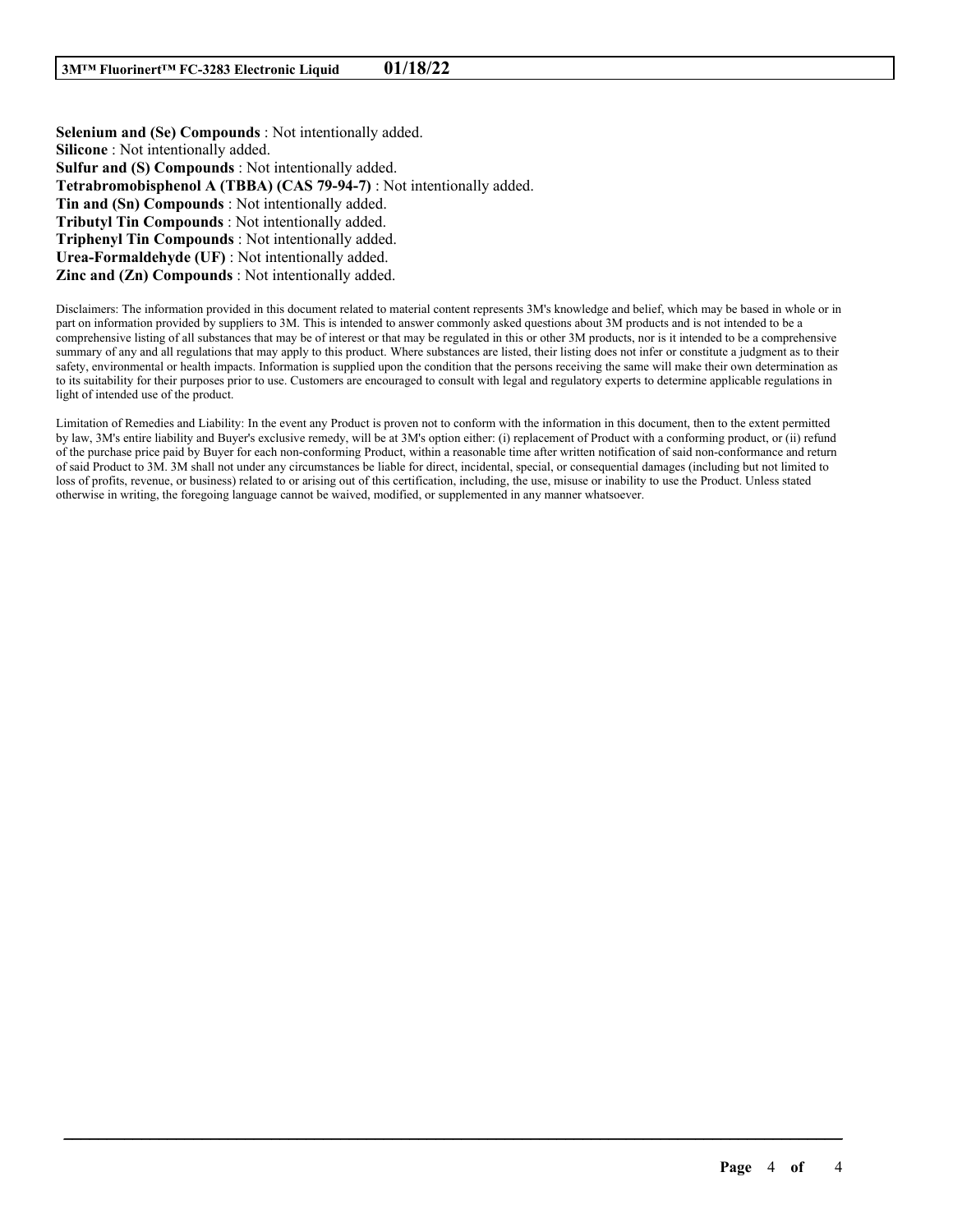**Selenium and (Se) Compounds** : Not intentionally added.
**Silicone** : Not intentionally added.
**Sulfur and (S) Compounds** : Not intentionally added.
**Tetrabromobisphenol A (TBBA) (CAS 79-94-7)** : Not intentionally added.
**Tin and (Sn) Compounds** : Not intentionally added.
**Tributyl Tin Compounds** : Not intentionally added.
**Triphenyl Tin Compounds** : Not intentionally added.
**Urea-Formaldehyde (UF)** : Not intentionally added.
**Zinc and (Zn) Compounds** : Not intentionally added.

Disclaimers: The information provided in this document related to material content represents 3M's knowledge and belief, which may be based in whole or in part on information provided by suppliers to 3M. This is intended to answer commonly asked questions about 3M products and is not intended to be a comprehensive listing of all substances that may be of interest or that may be regulated in this or other 3M products, nor is it intended to be a comprehensive summary of any and all regulations that may apply to this product. Where substances are listed, their listing does not infer or constitute a judgment as to their safety, environmental or health impacts. Information is supplied upon the condition that the persons receiving the same will make their own determination as to its suitability for their purposes prior to use. Customers are encouraged to consult with legal and regulatory experts to determine applicable regulations in light of intended use of the product.

Limitation of Remedies and Liability: In the event any Product is proven not to conform with the information in this document, then to the extent permitted by law, 3M's entire liability and Buyer's exclusive remedy, will be at 3M's option either: (i) replacement of Product with a conforming product, or (ii) refund of the purchase price paid by Buyer for each non-conforming Product, within a reasonable time after written notification of said non-conformance and return of said Product to 3M. 3M shall not under any circumstances be liable for direct, incidental, special, or consequential damages (including but not limited to loss of profits, revenue, or business) related to or arising out of this certification, including, the use, misuse or inability to use the Product. Unless stated otherwise in writing, the foregoing language cannot be waived, modified, or supplemented in any manner whatsoever.